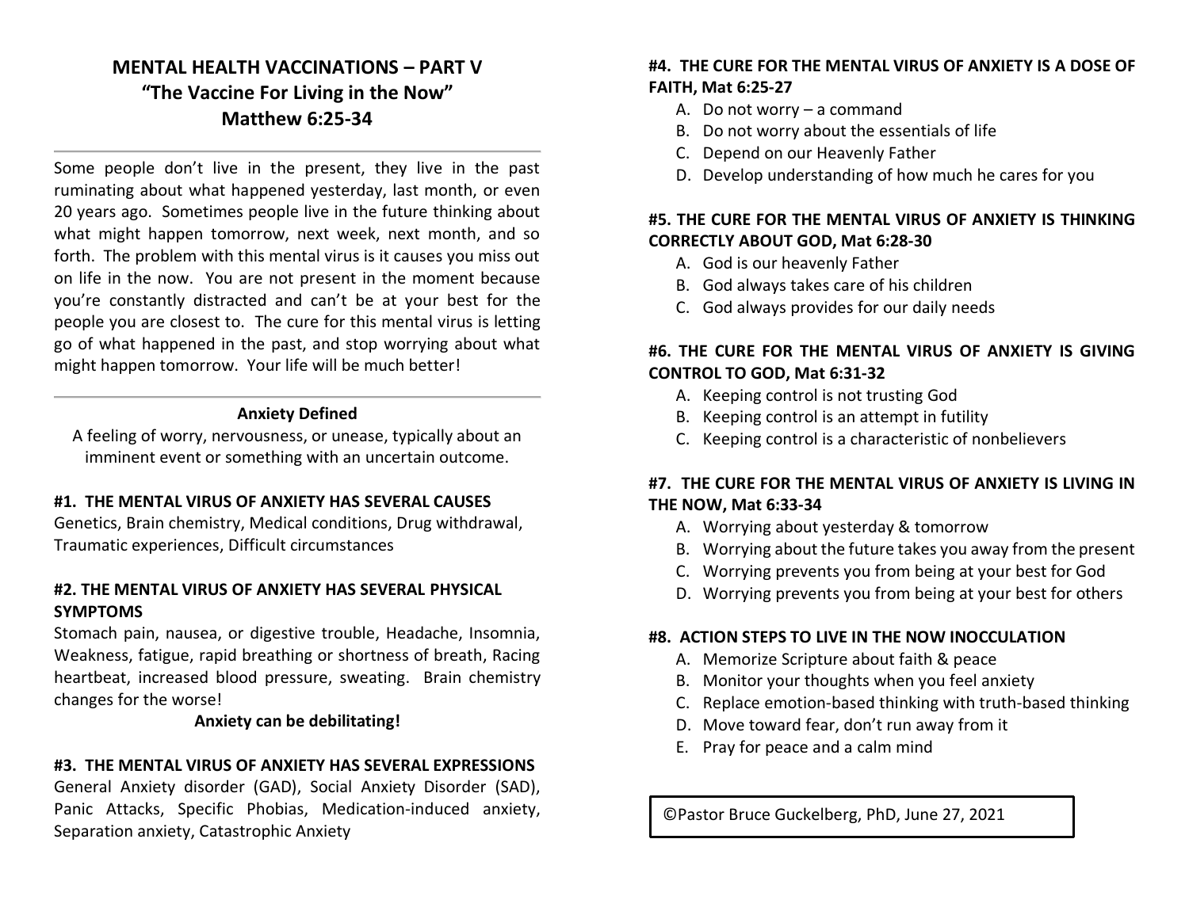# MENTAL HEALTH VACCINATIONS – PART V
## "The Vaccine For Living in the Now"
## Matthew 6:25-34

---

Some people don't live in the present, they live in the past ruminating about what happened yesterday, last month, or even 20 years ago. Sometimes people live in the future thinking about what might happen tomorrow, next week, next month, and so forth. The problem with this mental virus is it causes you miss out on life in the now. You are not present in the moment because you're constantly distracted and can't be at your best for the people you are closest to. The cure for this mental virus is letting go of what happened in the past, and stop worrying about what might happen tomorrow. Your life will be much better!

---

**Anxiety Defined**

A feeling of worry, nervousness, or unease, typically about an imminent event or something with an uncertain outcome.

**#1. THE MENTAL VIRUS OF ANXIETY HAS SEVERAL CAUSES**

Genetics, Brain chemistry, Medical conditions, Drug withdrawal, Traumatic experiences, Difficult circumstances

**#2. THE MENTAL VIRUS OF ANXIETY HAS SEVERAL PHYSICAL SYMPTOMS**

Stomach pain, nausea, or digestive trouble, Headache, Insomnia, Weakness, fatigue, rapid breathing or shortness of breath, Racing heartbeat, increased blood pressure, sweating. Brain chemistry changes for the worse!

**Anxiety can be debilitating!**

**#3. THE MENTAL VIRUS OF ANXIETY HAS SEVERAL EXPRESSIONS**

General Anxiety disorder (GAD), Social Anxiety Disorder (SAD), Panic Attacks, Specific Phobias, Medication-induced anxiety, Separation anxiety, Catastrophic Anxiety

**#4. THE CURE FOR THE MENTAL VIRUS OF ANXIETY IS A DOSE OF FAITH, Mat 6:25-27**

A. Do not worry – a command
B. Do not worry about the essentials of life
C. Depend on our Heavenly Father
D. Develop understanding of how much he cares for you

**#5. THE CURE FOR THE MENTAL VIRUS OF ANXIETY IS THINKING CORRECTLY ABOUT GOD, Mat 6:28-30**

A. God is our heavenly Father
B. God always takes care of his children
C. God always provides for our daily needs

**#6. THE CURE FOR THE MENTAL VIRUS OF ANXIETY IS GIVING CONTROL TO GOD, Mat 6:31-32**

A. Keeping control is not trusting God
B. Keeping control is an attempt in futility
C. Keeping control is a characteristic of nonbelievers

**#7. THE CURE FOR THE MENTAL VIRUS OF ANXIETY IS LIVING IN THE NOW, Mat 6:33-34**

A. Worrying about yesterday & tomorrow
B. Worrying about the future takes you away from the present
C. Worrying prevents you from being at your best for God
D. Worrying prevents you from being at your best for others

**#8. ACTION STEPS TO LIVE IN THE NOW INOCCULATION**

A. Memorize Scripture about faith & peace
B. Monitor your thoughts when you feel anxiety
C. Replace emotion-based thinking with truth-based thinking
D. Move toward fear, don't run away from it
E. Pray for peace and a calm mind

©Pastor Bruce Guckelberg, PhD, June 27, 2021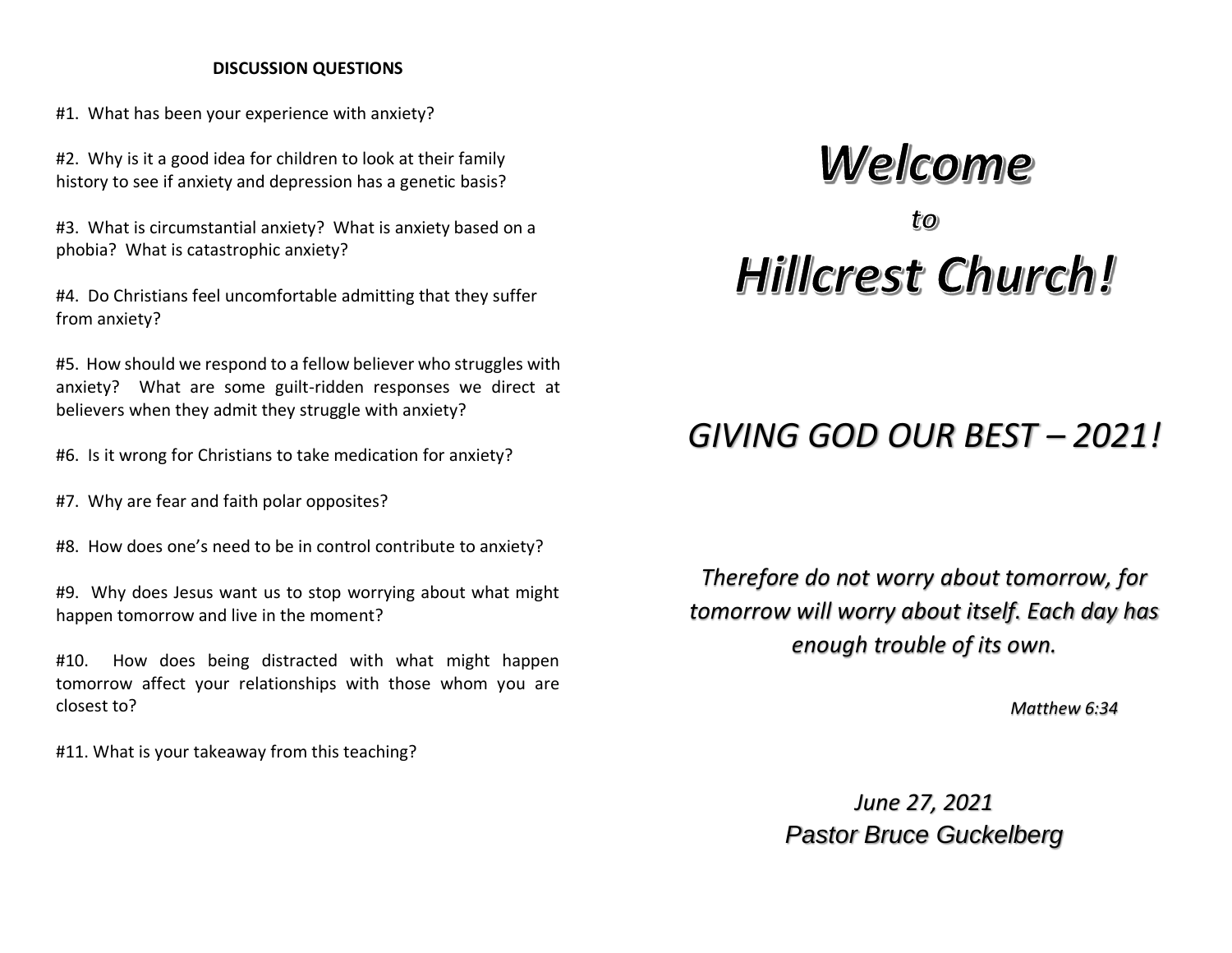**DISCUSSION QUESTIONS**

#1. What has been your experience with anxiety?

#2. Why is it a good idea for children to look at their family history to see if anxiety and depression has a genetic basis?

#3. What is circumstantial anxiety? What is anxiety based on a phobia? What is catastrophic anxiety?

#4. Do Christians feel uncomfortable admitting that they suffer from anxiety?

#5. How should we respond to a fellow believer who struggles with anxiety? What are some guilt-ridden responses we direct at believers when they admit they struggle with anxiety?

#6. Is it wrong for Christians to take medication for anxiety?

#7. Why are fear and faith polar opposites?

#8. How does one's need to be in control contribute to anxiety?

#9. Why does Jesus want us to stop worrying about what might happen tomorrow and live in the moment?

#10. How does being distracted with what might happen tomorrow affect your relationships with those whom you are closest to?

#11. What is your takeaway from this teaching?

# *Welcome*

*to*

# *Hillcrest Church!*

## *GIVING GOD OUR BEST – 2021!*

*Therefore do not worry about tomorrow, for tomorrow will worry about itself. Each day has enough trouble of its own.*

*Matthew 6:34*

*June 27, 2021*
*Pastor Bruce Guckelberg*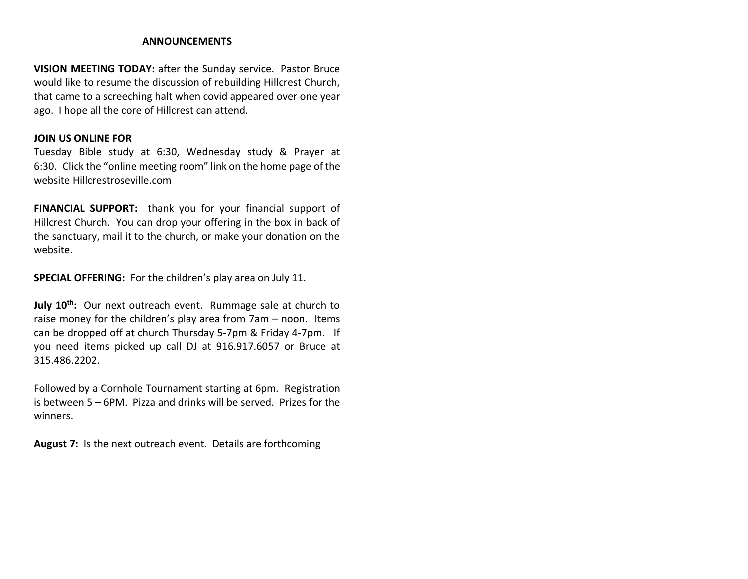## ANNOUNCEMENTS

**VISION MEETING TODAY:** after the Sunday service. Pastor Bruce would like to resume the discussion of rebuilding Hillcrest Church, that came to a screeching halt when covid appeared over one year ago. I hope all the core of Hillcrest can attend.

**JOIN US ONLINE FOR**
Tuesday Bible study at 6:30, Wednesday study & Prayer at 6:30. Click the "online meeting room" link on the home page of the website Hillcrestroseville.com

**FINANCIAL SUPPORT:** thank you for your financial support of Hillcrest Church. You can drop your offering in the box in back of the sanctuary, mail it to the church, or make your donation on the website.

**SPECIAL OFFERING:** For the children's play area on July 11.

**July 10th:** Our next outreach event. Rummage sale at church to raise money for the children's play area from 7am – noon. Items can be dropped off at church Thursday 5-7pm & Friday 4-7pm. If you need items picked up call DJ at 916.917.6057 or Bruce at 315.486.2202.

Followed by a Cornhole Tournament starting at 6pm. Registration is between 5 – 6PM. Pizza and drinks will be served. Prizes for the winners.

**August 7:** Is the next outreach event. Details are forthcoming